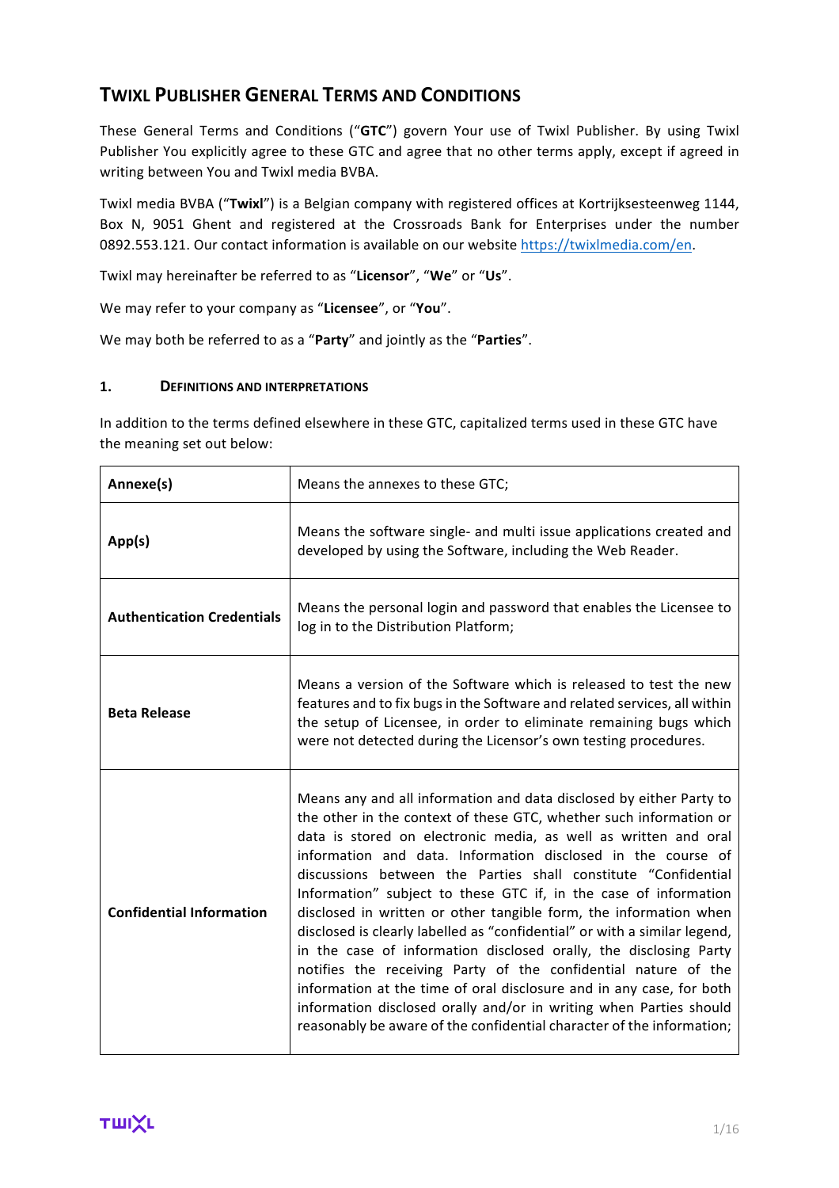# TWIXL PUBLISHER GENERAL TERMS AND CONDITIONS

These General Terms and Conditions ("**GTC**") govern Your use of Twixl Publisher. By using Twixl Publisher You explicitly agree to these GTC and agree that no other terms apply, except if agreed in writing between You and Twixl media BVBA.

Twixl media BVBA ("**Twixl**") is a Belgian company with registered offices at Kortrijksesteenweg 1144, Box N, 9051 Ghent and registered at the Crossroads Bank for Enterprises under the number 0892.553.121. Our contact information is available on our website https://twixlmedia.com/en.

Twixl may hereinafter be referred to as "**Licensor**", "**We**" or "**Us**".

We may refer to your company as "**Licensee**", or "**You**".

We may both be referred to as a "**Party**" and jointly as the "**Parties**".

## 1. DEFINITIONS AND INTERPRETATIONS

In addition to the terms defined elsewhere in these GTC, capitalized terms used in these GTC have the meaning set out below:

| | |
|---|---|
| **Annexe(s)** | Means the annexes to these GTC; |
| **App(s)** | Means the software single- and multi issue applications created and developed by using the Software, including the Web Reader. |
| **Authentication Credentials** | Means the personal login and password that enables the Licensee to log in to the Distribution Platform; |
| **Beta Release** | Means a version of the Software which is released to test the new features and to fix bugs in the Software and related services, all within the setup of Licensee, in order to eliminate remaining bugs which were not detected during the Licensor's own testing procedures. |
| **Confidential Information** | Means any and all information and data disclosed by either Party to the other in the context of these GTC, whether such information or data is stored on electronic media, as well as written and oral information and data. Information disclosed in the course of discussions between the Parties shall constitute "Confidential Information" subject to these GTC if, in the case of information disclosed in written or other tangible form, the information when disclosed is clearly labelled as "confidential" or with a similar legend, in the case of information disclosed orally, the disclosing Party notifies the receiving Party of the confidential nature of the information at the time of oral disclosure and in any case, for both information disclosed orally and/or in writing when Parties should reasonably be aware of the confidential character of the information; |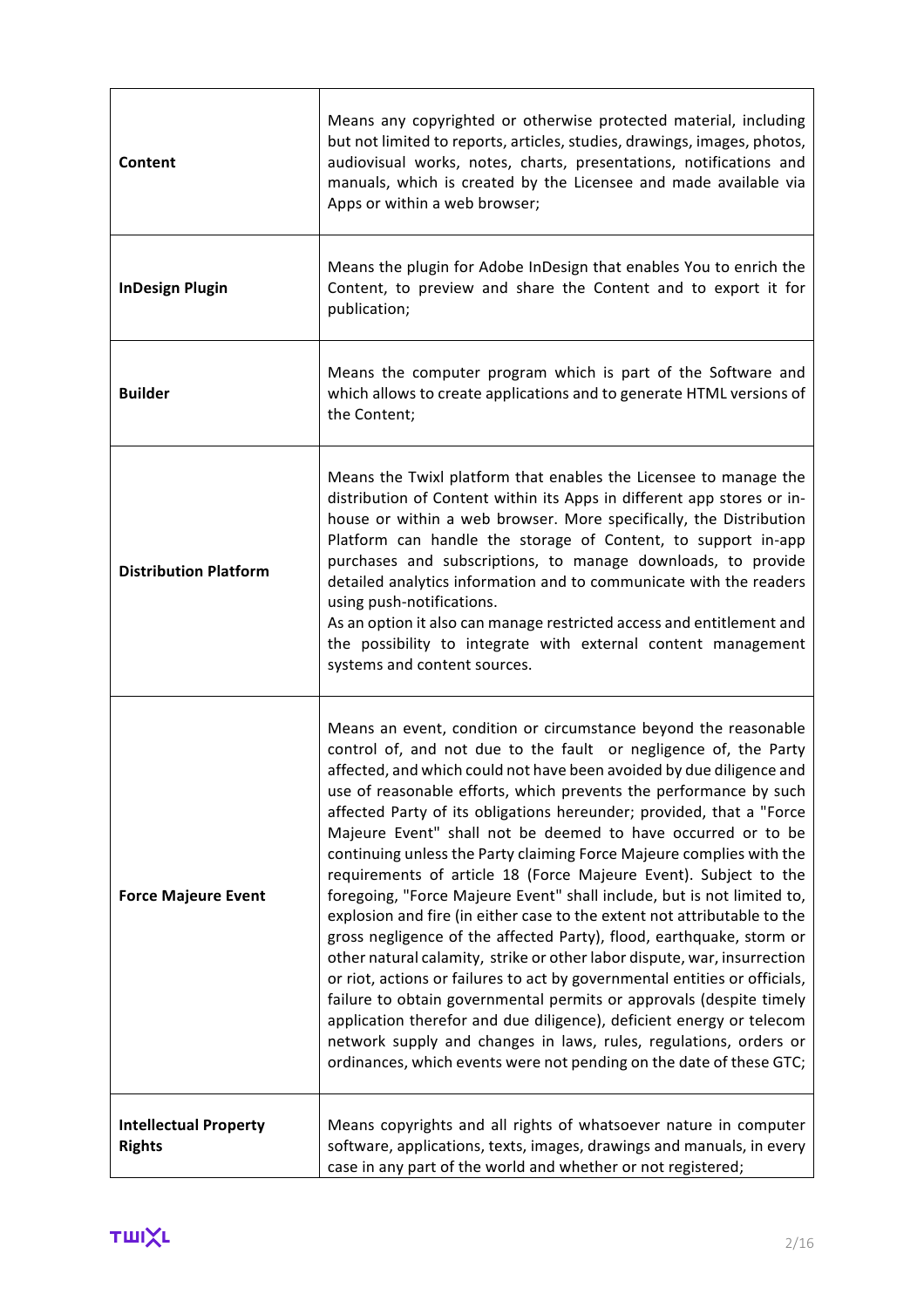| | |
|---|---|
| **Content** | Means any copyrighted or otherwise protected material, including but not limited to reports, articles, studies, drawings, images, photos, audiovisual works, notes, charts, presentations, notifications and manuals, which is created by the Licensee and made available via Apps or within a web browser; |
| **InDesign Plugin** | Means the plugin for Adobe InDesign that enables You to enrich the Content, to preview and share the Content and to export it for publication; |
| **Builder** | Means the computer program which is part of the Software and which allows to create applications and to generate HTML versions of the Content; |
| **Distribution Platform** | Means the Twixl platform that enables the Licensee to manage the distribution of Content within its Apps in different app stores or in-house or within a web browser. More specifically, the Distribution Platform can handle the storage of Content, to support in-app purchases and subscriptions, to manage downloads, to provide detailed analytics information and to communicate with the readers using push-notifications.<br>As an option it also can manage restricted access and entitlement and the possibility to integrate with external content management systems and content sources. |
| **Force Majeure Event** | Means an event, condition or circumstance beyond the reasonable control of, and not due to the fault or negligence of, the Party affected, and which could not have been avoided by due diligence and use of reasonable efforts, which prevents the performance by such affected Party of its obligations hereunder; provided, that a "Force Majeure Event" shall not be deemed to have occurred or to be continuing unless the Party claiming Force Majeure complies with the requirements of article 18 (Force Majeure Event). Subject to the foregoing, "Force Majeure Event" shall include, but is not limited to, explosion and fire (in either case to the extent not attributable to the gross negligence of the affected Party), flood, earthquake, storm or other natural calamity, strike or other labor dispute, war, insurrection or riot, actions or failures to act by governmental entities or officials, failure to obtain governmental permits or approvals (despite timely application therefor and due diligence), deficient energy or telecom network supply and changes in laws, rules, regulations, orders or ordinances, which events were not pending on the date of these GTC; |
| **Intellectual Property Rights** | Means copyrights and all rights of whatsoever nature in computer software, applications, texts, images, drawings and manuals, in every case in any part of the world and whether or not registered; |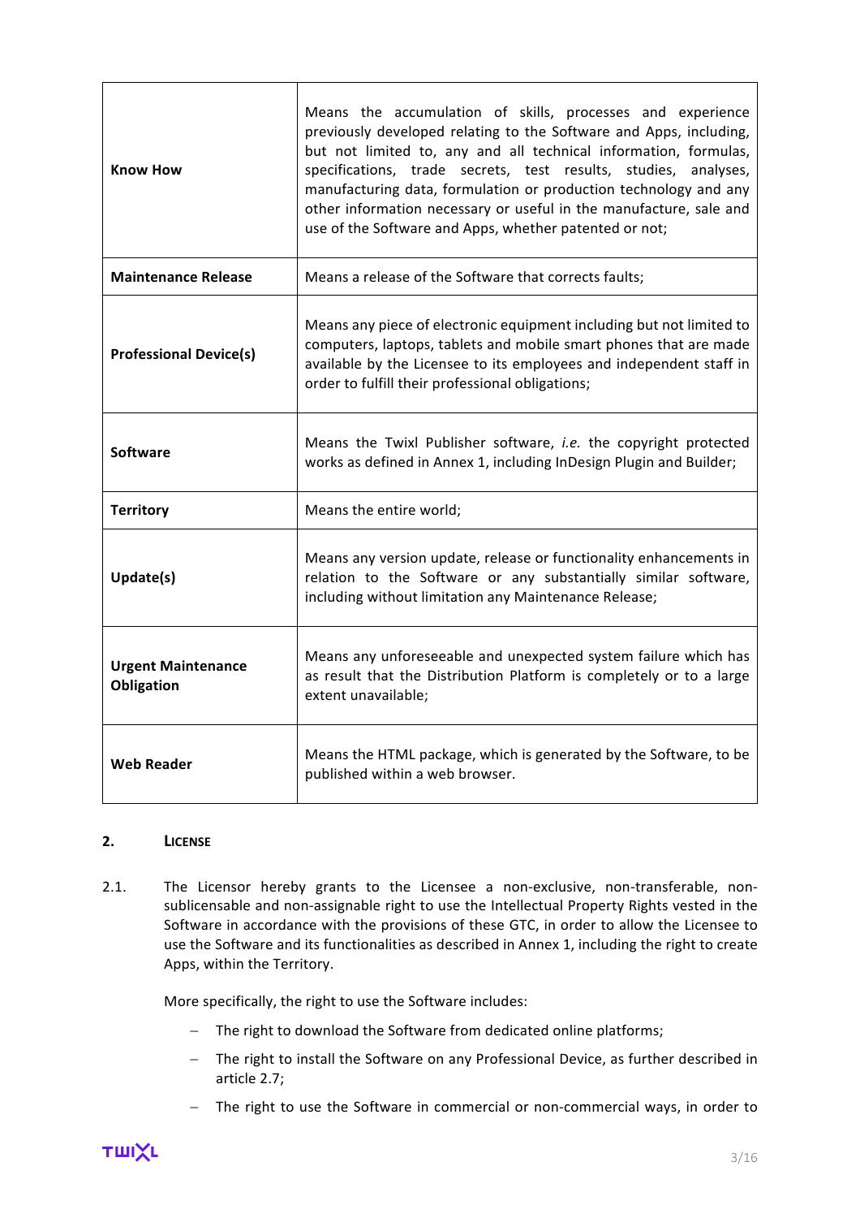| | |
|---|---|
| **Know How** | Means the accumulation of skills, processes and experience previously developed relating to the Software and Apps, including, but not limited to, any and all technical information, formulas, specifications, trade secrets, test results, studies, analyses, manufacturing data, formulation or production technology and any other information necessary or useful in the manufacture, sale and use of the Software and Apps, whether patented or not; |
| **Maintenance Release** | Means a release of the Software that corrects faults; |
| **Professional Device(s)** | Means any piece of electronic equipment including but not limited to computers, laptops, tablets and mobile smart phones that are made available by the Licensee to its employees and independent staff in order to fulfill their professional obligations; |
| **Software** | Means the Twixl Publisher software, *i.e.* the copyright protected works as defined in Annex 1, including InDesign Plugin and Builder; |
| **Territory** | Means the entire world; |
| **Update(s)** | Means any version update, release or functionality enhancements in relation to the Software or any substantially similar software, including without limitation any Maintenance Release; |
| **Urgent Maintenance Obligation** | Means any unforeseeable and unexpected system failure which has as result that the Distribution Platform is completely or to a large extent unavailable; |
| **Web Reader** | Means the HTML package, which is generated by the Software, to be published within a web browser. |

## 2. LICENSE

2.1. The Licensor hereby grants to the Licensee a non-exclusive, non-transferable, non-sublicensable and non-assignable right to use the Intellectual Property Rights vested in the Software in accordance with the provisions of these GTC, in order to allow the Licensee to use the Software and its functionalities as described in Annex 1, including the right to create Apps, within the Territory.

More specifically, the right to use the Software includes:

- The right to download the Software from dedicated online platforms;
- The right to install the Software on any Professional Device, as further described in article 2.7;
- The right to use the Software in commercial or non-commercial ways, in order to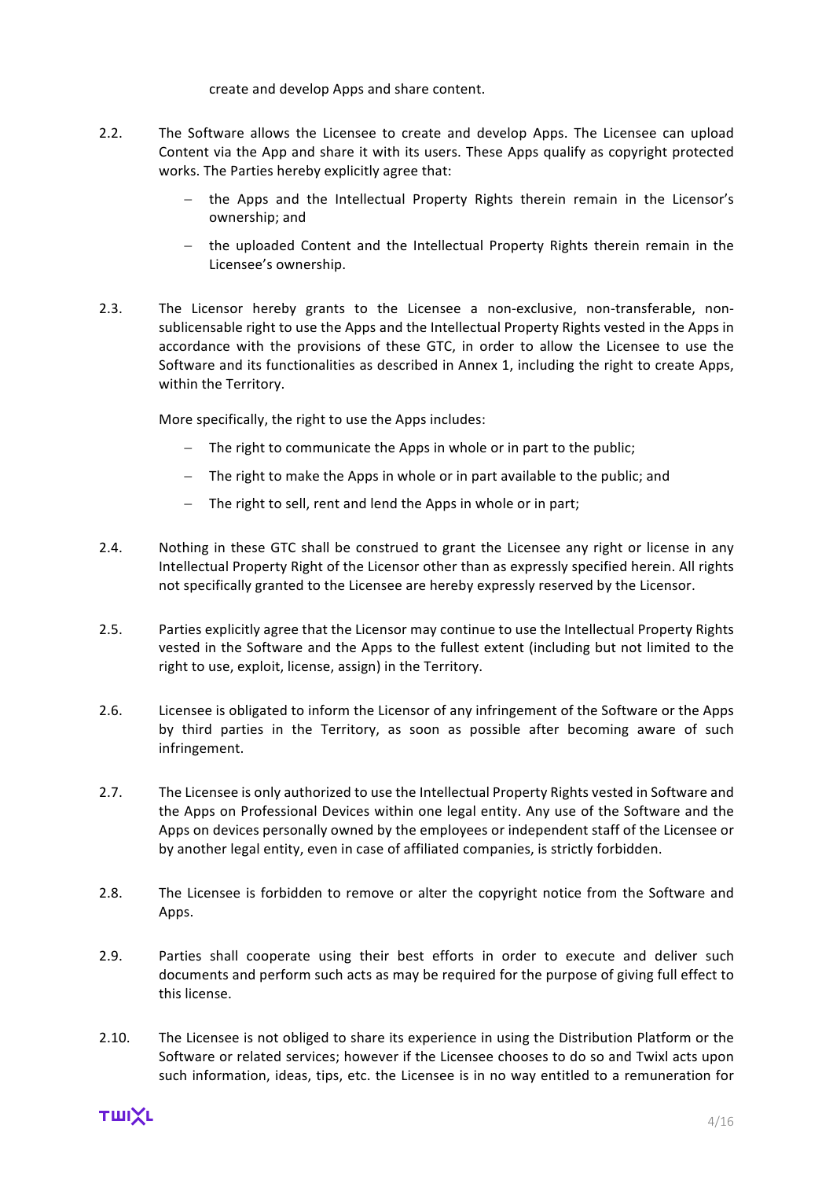create and develop Apps and share content.

2.2. The Software allows the Licensee to create and develop Apps. The Licensee can upload Content via the App and share it with its users. These Apps qualify as copyright protected works. The Parties hereby explicitly agree that:

- the Apps and the Intellectual Property Rights therein remain in the Licensor's ownership; and
- the uploaded Content and the Intellectual Property Rights therein remain in the Licensee's ownership.

2.3. The Licensor hereby grants to the Licensee a non-exclusive, non-transferable, non-sublicensable right to use the Apps and the Intellectual Property Rights vested in the Apps in accordance with the provisions of these GTC, in order to allow the Licensee to use the Software and its functionalities as described in Annex 1, including the right to create Apps, within the Territory.

More specifically, the right to use the Apps includes:

- The right to communicate the Apps in whole or in part to the public;
- The right to make the Apps in whole or in part available to the public; and
- The right to sell, rent and lend the Apps in whole or in part;

2.4. Nothing in these GTC shall be construed to grant the Licensee any right or license in any Intellectual Property Right of the Licensor other than as expressly specified herein. All rights not specifically granted to the Licensee are hereby expressly reserved by the Licensor.

2.5. Parties explicitly agree that the Licensor may continue to use the Intellectual Property Rights vested in the Software and the Apps to the fullest extent (including but not limited to the right to use, exploit, license, assign) in the Territory.

2.6. Licensee is obligated to inform the Licensor of any infringement of the Software or the Apps by third parties in the Territory, as soon as possible after becoming aware of such infringement.

2.7. The Licensee is only authorized to use the Intellectual Property Rights vested in Software and the Apps on Professional Devices within one legal entity. Any use of the Software and the Apps on devices personally owned by the employees or independent staff of the Licensee or by another legal entity, even in case of affiliated companies, is strictly forbidden.

2.8. The Licensee is forbidden to remove or alter the copyright notice from the Software and Apps.

2.9. Parties shall cooperate using their best efforts in order to execute and deliver such documents and perform such acts as may be required for the purpose of giving full effect to this license.

2.10. The Licensee is not obliged to share its experience in using the Distribution Platform or the Software or related services; however if the Licensee chooses to do so and Twixl acts upon such information, ideas, tips, etc. the Licensee is in no way entitled to a remuneration for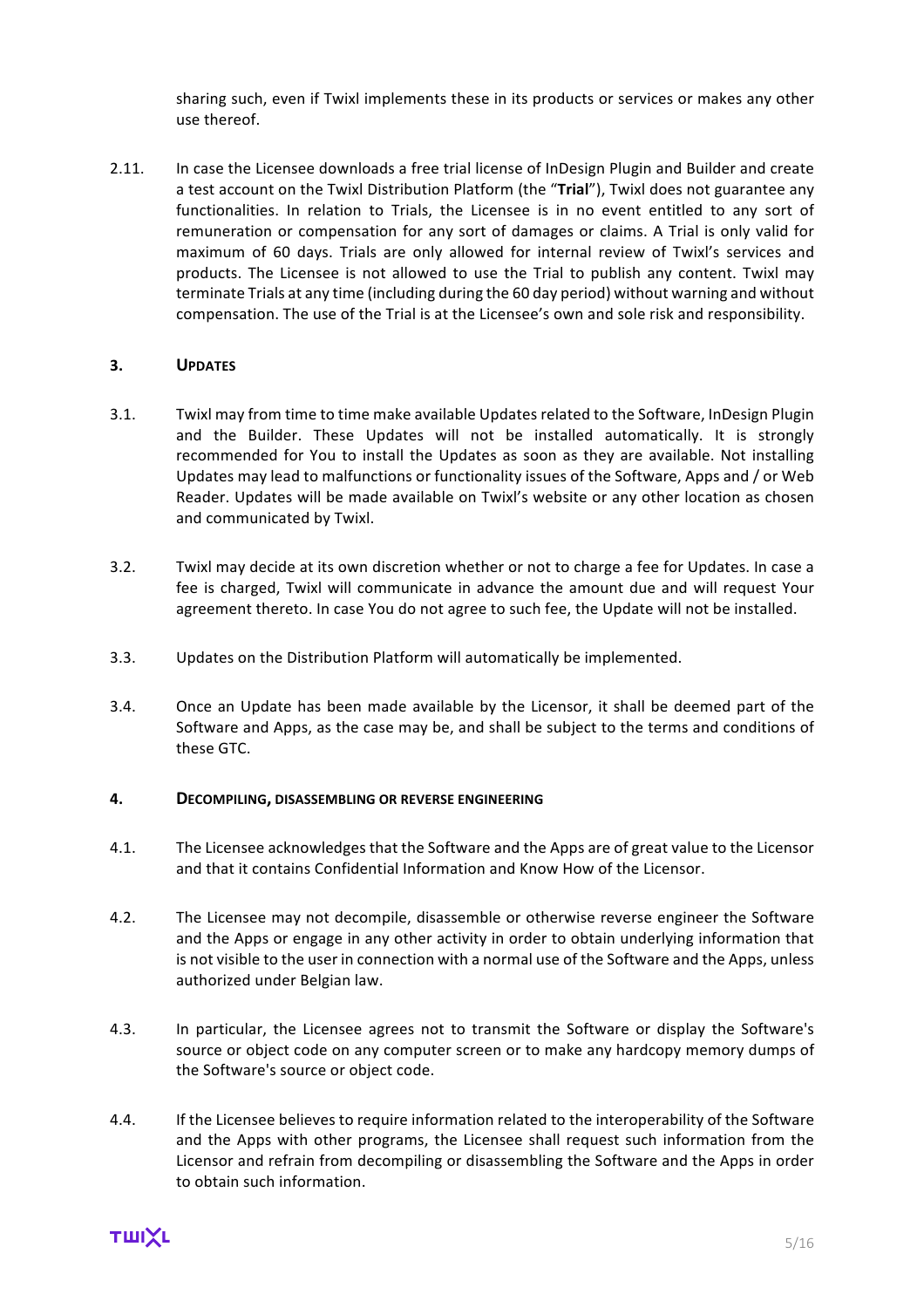sharing such, even if Twixl implements these in its products or services or makes any other use thereof.

2.11. In case the Licensee downloads a free trial license of InDesign Plugin and Builder and create a test account on the Twixl Distribution Platform (the "**Trial**"), Twixl does not guarantee any functionalities. In relation to Trials, the Licensee is in no event entitled to any sort of remuneration or compensation for any sort of damages or claims. A Trial is only valid for maximum of 60 days. Trials are only allowed for internal review of Twixl's services and products. The Licensee is not allowed to use the Trial to publish any content. Twixl may terminate Trials at any time (including during the 60 day period) without warning and without compensation. The use of the Trial is at the Licensee's own and sole risk and responsibility.

## 3. Updates

3.1. Twixl may from time to time make available Updates related to the Software, InDesign Plugin and the Builder. These Updates will not be installed automatically. It is strongly recommended for You to install the Updates as soon as they are available. Not installing Updates may lead to malfunctions or functionality issues of the Software, Apps and / or Web Reader. Updates will be made available on Twixl's website or any other location as chosen and communicated by Twixl.

3.2. Twixl may decide at its own discretion whether or not to charge a fee for Updates. In case a fee is charged, Twixl will communicate in advance the amount due and will request Your agreement thereto. In case You do not agree to such fee, the Update will not be installed.

3.3. Updates on the Distribution Platform will automatically be implemented.

3.4. Once an Update has been made available by the Licensor, it shall be deemed part of the Software and Apps, as the case may be, and shall be subject to the terms and conditions of these GTC.

## 4. Decompiling, disassembling or reverse engineering

4.1. The Licensee acknowledges that the Software and the Apps are of great value to the Licensor and that it contains Confidential Information and Know How of the Licensor.

4.2. The Licensee may not decompile, disassemble or otherwise reverse engineer the Software and the Apps or engage in any other activity in order to obtain underlying information that is not visible to the user in connection with a normal use of the Software and the Apps, unless authorized under Belgian law.

4.3. In particular, the Licensee agrees not to transmit the Software or display the Software's source or object code on any computer screen or to make any hardcopy memory dumps of the Software's source or object code.

4.4. If the Licensee believes to require information related to the interoperability of the Software and the Apps with other programs, the Licensee shall request such information from the Licensor and refrain from decompiling or disassembling the Software and the Apps in order to obtain such information.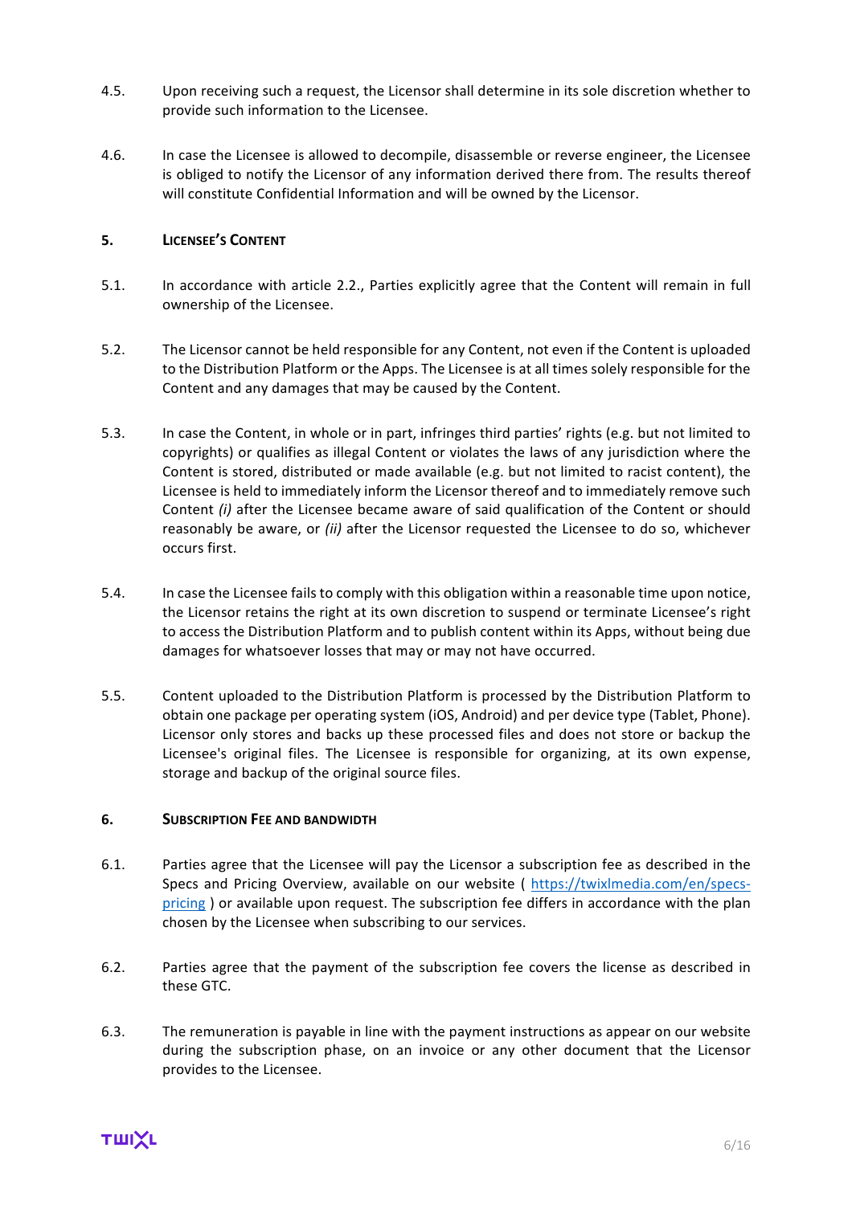4.5. Upon receiving such a request, the Licensor shall determine in its sole discretion whether to provide such information to the Licensee.

4.6. In case the Licensee is allowed to decompile, disassemble or reverse engineer, the Licensee is obliged to notify the Licensor of any information derived there from. The results thereof will constitute Confidential Information and will be owned by the Licensor.

## 5. LICENSEE'S CONTENT

5.1. In accordance with article 2.2., Parties explicitly agree that the Content will remain in full ownership of the Licensee.

5.2. The Licensor cannot be held responsible for any Content, not even if the Content is uploaded to the Distribution Platform or the Apps. The Licensee is at all times solely responsible for the Content and any damages that may be caused by the Content.

5.3. In case the Content, in whole or in part, infringes third parties' rights (e.g. but not limited to copyrights) or qualifies as illegal Content or violates the laws of any jurisdiction where the Content is stored, distributed or made available (e.g. but not limited to racist content), the Licensee is held to immediately inform the Licensor thereof and to immediately remove such Content *(i)* after the Licensee became aware of said qualification of the Content or should reasonably be aware, or *(ii)* after the Licensor requested the Licensee to do so, whichever occurs first.

5.4. In case the Licensee fails to comply with this obligation within a reasonable time upon notice, the Licensor retains the right at its own discretion to suspend or terminate Licensee's right to access the Distribution Platform and to publish content within its Apps, without being due damages for whatsoever losses that may or may not have occurred.

5.5. Content uploaded to the Distribution Platform is processed by the Distribution Platform to obtain one package per operating system (iOS, Android) and per device type (Tablet, Phone). Licensor only stores and backs up these processed files and does not store or backup the Licensee's original files. The Licensee is responsible for organizing, at its own expense, storage and backup of the original source files.

## 6. SUBSCRIPTION FEE AND BANDWIDTH

6.1. Parties agree that the Licensee will pay the Licensor a subscription fee as described in the Specs and Pricing Overview, available on our website ( [https://twixlmedia.com/en/specs-pricing](https://twixlmedia.com/en/specs-pricing) ) or available upon request. The subscription fee differs in accordance with the plan chosen by the Licensee when subscribing to our services.

6.2. Parties agree that the payment of the subscription fee covers the license as described in these GTC.

6.3. The remuneration is payable in line with the payment instructions as appear on our website during the subscription phase, on an invoice or any other document that the Licensor provides to the Licensee.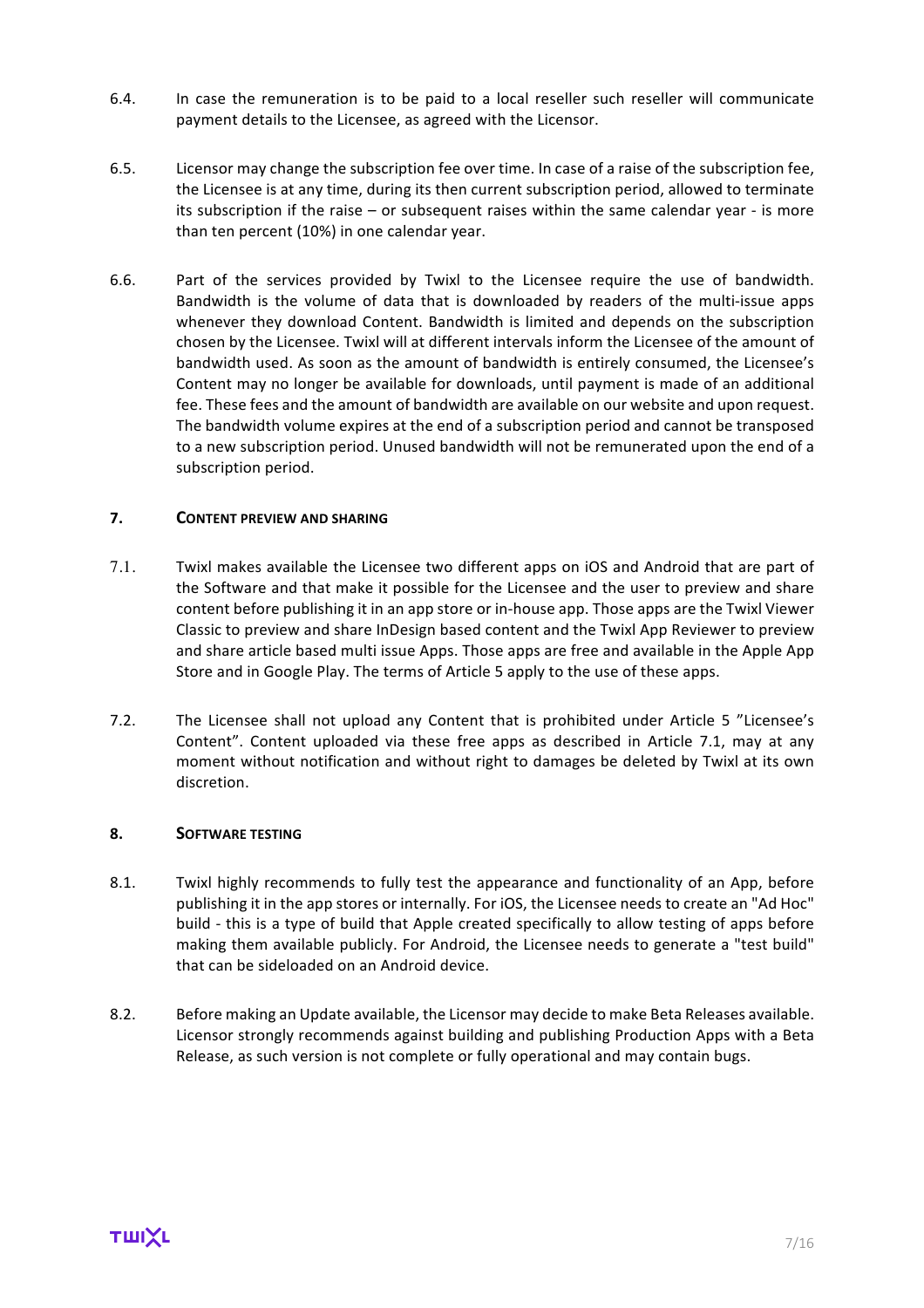6.4. In case the remuneration is to be paid to a local reseller such reseller will communicate payment details to the Licensee, as agreed with the Licensor.

6.5. Licensor may change the subscription fee over time. In case of a raise of the subscription fee, the Licensee is at any time, during its then current subscription period, allowed to terminate its subscription if the raise – or subsequent raises within the same calendar year - is more than ten percent (10%) in one calendar year.

6.6. Part of the services provided by Twixl to the Licensee require the use of bandwidth. Bandwidth is the volume of data that is downloaded by readers of the multi-issue apps whenever they download Content. Bandwidth is limited and depends on the subscription chosen by the Licensee. Twixl will at different intervals inform the Licensee of the amount of bandwidth used. As soon as the amount of bandwidth is entirely consumed, the Licensee's Content may no longer be available for downloads, until payment is made of an additional fee. These fees and the amount of bandwidth are available on our website and upon request. The bandwidth volume expires at the end of a subscription period and cannot be transposed to a new subscription period. Unused bandwidth will not be remunerated upon the end of a subscription period.

## 7. CONTENT PREVIEW AND SHARING

7.1. Twixl makes available the Licensee two different apps on iOS and Android that are part of the Software and that make it possible for the Licensee and the user to preview and share content before publishing it in an app store or in-house app. Those apps are the Twixl Viewer Classic to preview and share InDesign based content and the Twixl App Reviewer to preview and share article based multi issue Apps. Those apps are free and available in the Apple App Store and in Google Play. The terms of Article 5 apply to the use of these apps.

7.2. The Licensee shall not upload any Content that is prohibited under Article 5 "Licensee's Content". Content uploaded via these free apps as described in Article 7.1, may at any moment without notification and without right to damages be deleted by Twixl at its own discretion.

## 8. SOFTWARE TESTING

8.1. Twixl highly recommends to fully test the appearance and functionality of an App, before publishing it in the app stores or internally. For iOS, the Licensee needs to create an "Ad Hoc" build - this is a type of build that Apple created specifically to allow testing of apps before making them available publicly. For Android, the Licensee needs to generate a "test build" that can be sideloaded on an Android device.

8.2. Before making an Update available, the Licensor may decide to make Beta Releases available. Licensor strongly recommends against building and publishing Production Apps with a Beta Release, as such version is not complete or fully operational and may contain bugs.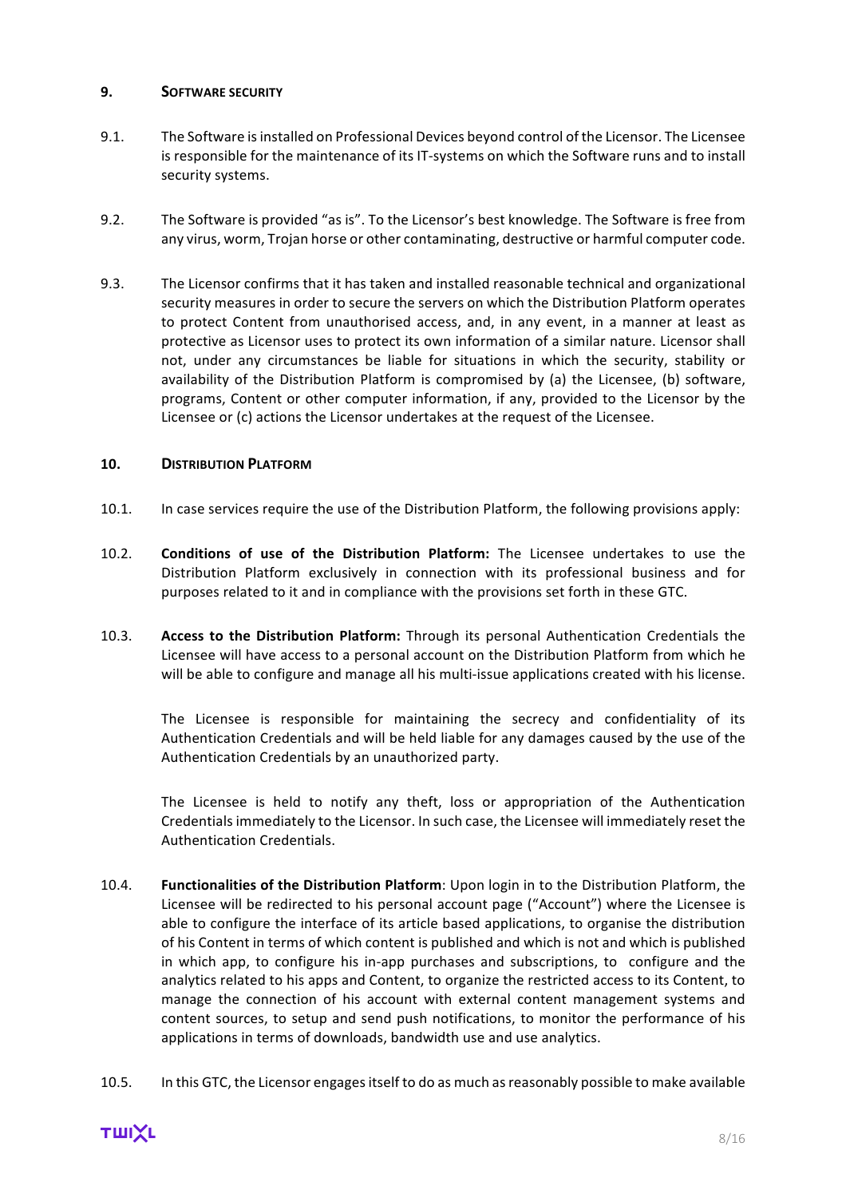## 9. SOFTWARE SECURITY

9.1. The Software is installed on Professional Devices beyond control of the Licensor. The Licensee is responsible for the maintenance of its IT-systems on which the Software runs and to install security systems.

9.2. The Software is provided "as is". To the Licensor's best knowledge. The Software is free from any virus, worm, Trojan horse or other contaminating, destructive or harmful computer code.

9.3. The Licensor confirms that it has taken and installed reasonable technical and organizational security measures in order to secure the servers on which the Distribution Platform operates to protect Content from unauthorised access, and, in any event, in a manner at least as protective as Licensor uses to protect its own information of a similar nature. Licensor shall not, under any circumstances be liable for situations in which the security, stability or availability of the Distribution Platform is compromised by (a) the Licensee, (b) software, programs, Content or other computer information, if any, provided to the Licensor by the Licensee or (c) actions the Licensor undertakes at the request of the Licensee.

## 10. DISTRIBUTION PLATFORM

10.1. In case services require the use of the Distribution Platform, the following provisions apply:

10.2. **Conditions of use of the Distribution Platform:** The Licensee undertakes to use the Distribution Platform exclusively in connection with its professional business and for purposes related to it and in compliance with the provisions set forth in these GTC.

10.3. **Access to the Distribution Platform:** Through its personal Authentication Credentials the Licensee will have access to a personal account on the Distribution Platform from which he will be able to configure and manage all his multi-issue applications created with his license.

The Licensee is responsible for maintaining the secrecy and confidentiality of its Authentication Credentials and will be held liable for any damages caused by the use of the Authentication Credentials by an unauthorized party.

The Licensee is held to notify any theft, loss or appropriation of the Authentication Credentials immediately to the Licensor. In such case, the Licensee will immediately reset the Authentication Credentials.

10.4. **Functionalities of the Distribution Platform**: Upon login in to the Distribution Platform, the Licensee will be redirected to his personal account page ("Account") where the Licensee is able to configure the interface of its article based applications, to organise the distribution of his Content in terms of which content is published and which is not and which is published in which app, to configure his in-app purchases and subscriptions, to configure and the analytics related to his apps and Content, to organize the restricted access to its Content, to manage the connection of his account with external content management systems and content sources, to setup and send push notifications, to monitor the performance of his applications in terms of downloads, bandwidth use and use analytics.

10.5. In this GTC, the Licensor engages itself to do as much as reasonably possible to make available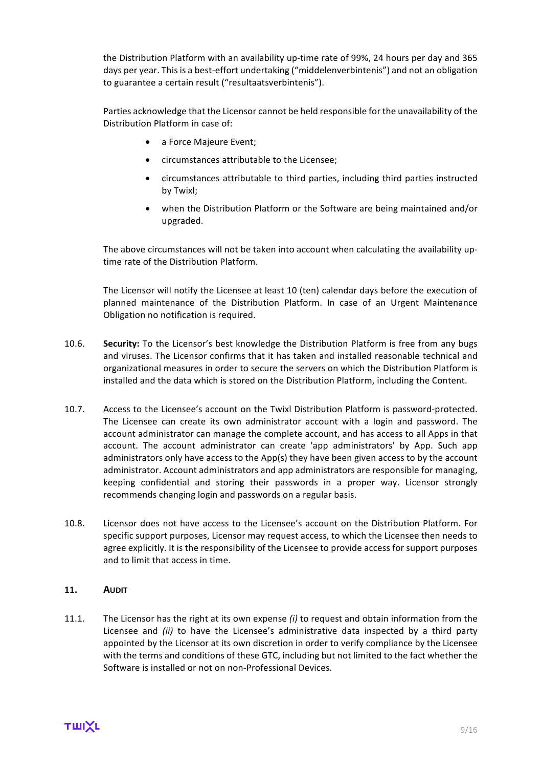the Distribution Platform with an availability up-time rate of 99%, 24 hours per day and 365 days per year. This is a best-effort undertaking ("middelenverbintenis") and not an obligation to guarantee a certain result ("resultaatsverbintenis").

Parties acknowledge that the Licensor cannot be held responsible for the unavailability of the Distribution Platform in case of:

- a Force Majeure Event;
- circumstances attributable to the Licensee;
- circumstances attributable to third parties, including third parties instructed by Twixl;
- when the Distribution Platform or the Software are being maintained and/or upgraded.

The above circumstances will not be taken into account when calculating the availability up-time rate of the Distribution Platform.

The Licensor will notify the Licensee at least 10 (ten) calendar days before the execution of planned maintenance of the Distribution Platform. In case of an Urgent Maintenance Obligation no notification is required.

10.6. **Security:** To the Licensor's best knowledge the Distribution Platform is free from any bugs and viruses. The Licensor confirms that it has taken and installed reasonable technical and organizational measures in order to secure the servers on which the Distribution Platform is installed and the data which is stored on the Distribution Platform, including the Content.

10.7. Access to the Licensee's account on the Twixl Distribution Platform is password-protected. The Licensee can create its own administrator account with a login and password. The account administrator can manage the complete account, and has access to all Apps in that account. The account administrator can create 'app administrators' by App. Such app administrators only have access to the App(s) they have been given access to by the account administrator. Account administrators and app administrators are responsible for managing, keeping confidential and storing their passwords in a proper way. Licensor strongly recommends changing login and passwords on a regular basis.

10.8. Licensor does not have access to the Licensee's account on the Distribution Platform. For specific support purposes, Licensor may request access, to which the Licensee then needs to agree explicitly. It is the responsibility of the Licensee to provide access for support purposes and to limit that access in time.

## 11. AUDIT

11.1. The Licensor has the right at its own expense *(i)* to request and obtain information from the Licensee and *(ii)* to have the Licensee's administrative data inspected by a third party appointed by the Licensor at its own discretion in order to verify compliance by the Licensee with the terms and conditions of these GTC, including but not limited to the fact whether the Software is installed or not on non-Professional Devices.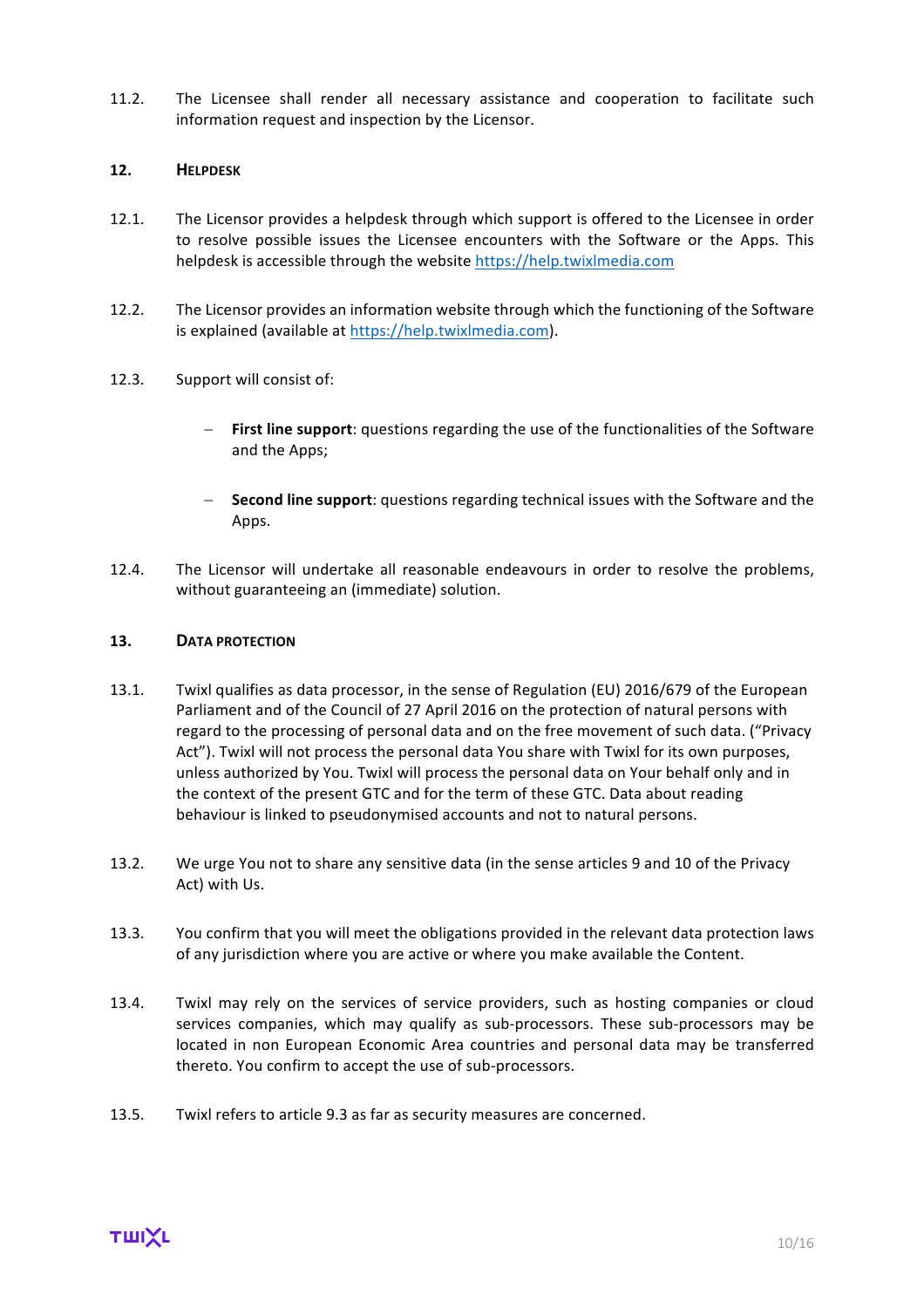11.2. The Licensee shall render all necessary assistance and cooperation to facilitate such information request and inspection by the Licensor.

## 12. HELPDESK

12.1. The Licensor provides a helpdesk through which support is offered to the Licensee in order to resolve possible issues the Licensee encounters with the Software or the Apps. This helpdesk is accessible through the website https://help.twixlmedia.com

12.2. The Licensor provides an information website through which the functioning of the Software is explained (available at https://help.twixlmedia.com).

12.3. Support will consist of:

- **First line support**: questions regarding the use of the functionalities of the Software and the Apps;
- **Second line support**: questions regarding technical issues with the Software and the Apps.

12.4. The Licensor will undertake all reasonable endeavours in order to resolve the problems, without guaranteeing an (immediate) solution.

## 13. DATA PROTECTION

13.1. Twixl qualifies as data processor, in the sense of Regulation (EU) 2016/679 of the European Parliament and of the Council of 27 April 2016 on the protection of natural persons with regard to the processing of personal data and on the free movement of such data. ("Privacy Act"). Twixl will not process the personal data You share with Twixl for its own purposes, unless authorized by You. Twixl will process the personal data on Your behalf only and in the context of the present GTC and for the term of these GTC. Data about reading behaviour is linked to pseudonymised accounts and not to natural persons.

13.2. We urge You not to share any sensitive data (in the sense articles 9 and 10 of the Privacy Act) with Us.

13.3. You confirm that you will meet the obligations provided in the relevant data protection laws of any jurisdiction where you are active or where you make available the Content.

13.4. Twixl may rely on the services of service providers, such as hosting companies or cloud services companies, which may qualify as sub-processors. These sub-processors may be located in non European Economic Area countries and personal data may be transferred thereto. You confirm to accept the use of sub-processors.

13.5. Twixl refers to article 9.3 as far as security measures are concerned.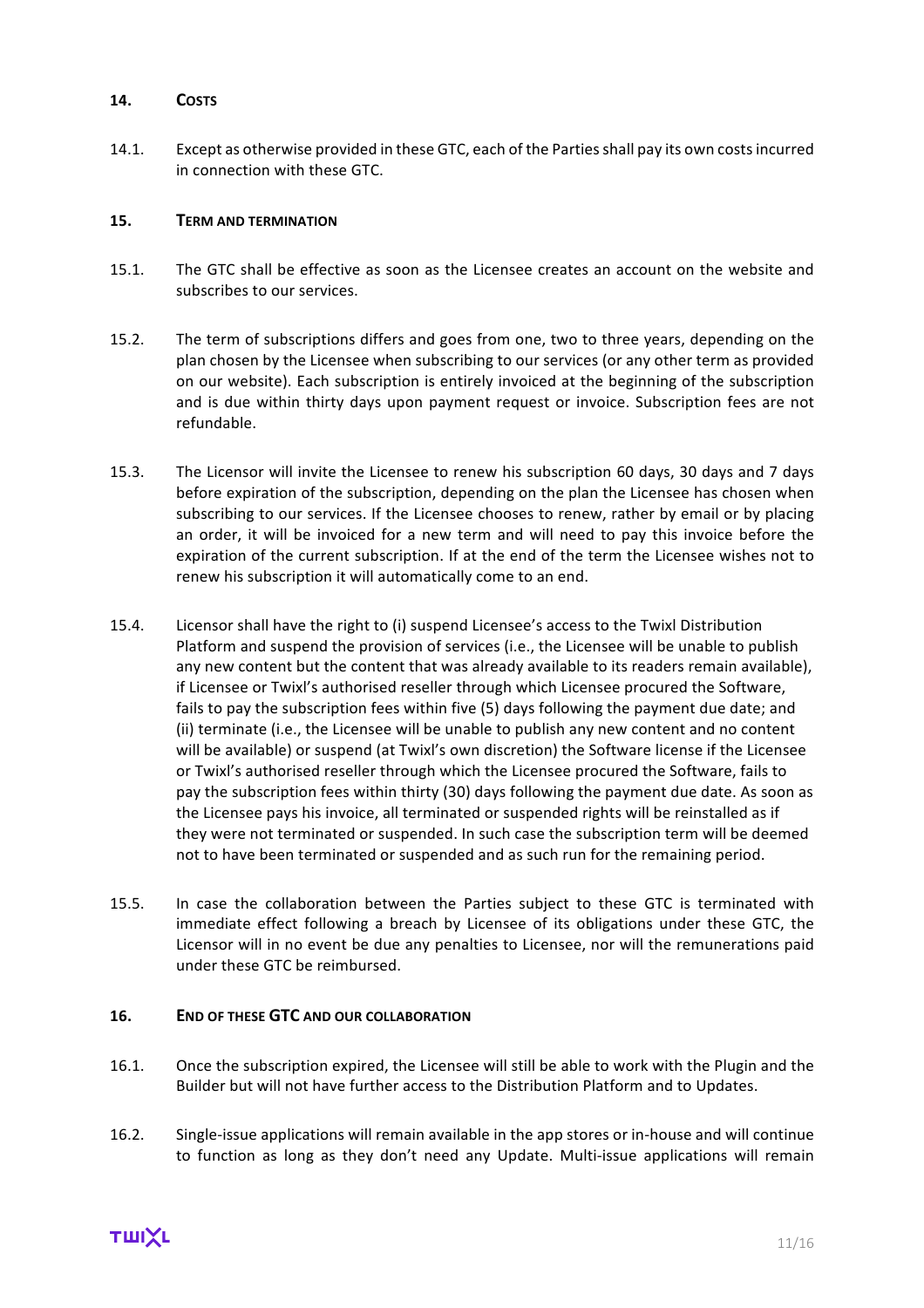## 14. COSTS

14.1. Except as otherwise provided in these GTC, each of the Parties shall pay its own costs incurred in connection with these GTC.

## 15. TERM AND TERMINATION

15.1. The GTC shall be effective as soon as the Licensee creates an account on the website and subscribes to our services.

15.2. The term of subscriptions differs and goes from one, two to three years, depending on the plan chosen by the Licensee when subscribing to our services (or any other term as provided on our website). Each subscription is entirely invoiced at the beginning of the subscription and is due within thirty days upon payment request or invoice. Subscription fees are not refundable.

15.3. The Licensor will invite the Licensee to renew his subscription 60 days, 30 days and 7 days before expiration of the subscription, depending on the plan the Licensee has chosen when subscribing to our services. If the Licensee chooses to renew, rather by email or by placing an order, it will be invoiced for a new term and will need to pay this invoice before the expiration of the current subscription. If at the end of the term the Licensee wishes not to renew his subscription it will automatically come to an end.

15.4. Licensor shall have the right to (i) suspend Licensee's access to the Twixl Distribution Platform and suspend the provision of services (i.e., the Licensee will be unable to publish any new content but the content that was already available to its readers remain available), if Licensee or Twixl's authorised reseller through which Licensee procured the Software, fails to pay the subscription fees within five (5) days following the payment due date; and (ii) terminate (i.e., the Licensee will be unable to publish any new content and no content will be available) or suspend (at Twixl's own discretion) the Software license if the Licensee or Twixl's authorised reseller through which the Licensee procured the Software, fails to pay the subscription fees within thirty (30) days following the payment due date. As soon as the Licensee pays his invoice, all terminated or suspended rights will be reinstalled as if they were not terminated or suspended. In such case the subscription term will be deemed not to have been terminated or suspended and as such run for the remaining period.

15.5. In case the collaboration between the Parties subject to these GTC is terminated with immediate effect following a breach by Licensee of its obligations under these GTC, the Licensor will in no event be due any penalties to Licensee, nor will the remunerations paid under these GTC be reimbursed.

## 16. END OF THESE GTC AND OUR COLLABORATION

16.1. Once the subscription expired, the Licensee will still be able to work with the Plugin and the Builder but will not have further access to the Distribution Platform and to Updates.

16.2. Single-issue applications will remain available in the app stores or in-house and will continue to function as long as they don't need any Update. Multi-issue applications will remain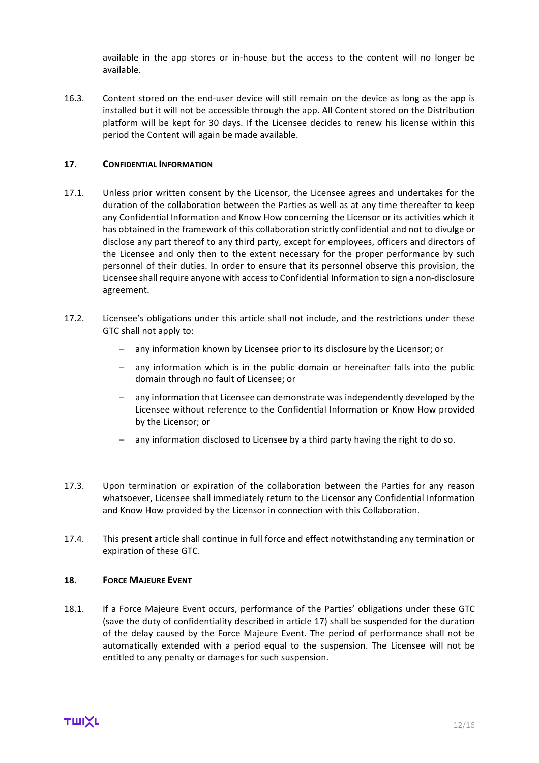available in the app stores or in-house but the access to the content will no longer be available.

16.3. Content stored on the end-user device will still remain on the device as long as the app is installed but it will not be accessible through the app. All Content stored on the Distribution platform will be kept for 30 days. If the Licensee decides to renew his license within this period the Content will again be made available.

## 17. CONFIDENTIAL INFORMATION

17.1. Unless prior written consent by the Licensor, the Licensee agrees and undertakes for the duration of the collaboration between the Parties as well as at any time thereafter to keep any Confidential Information and Know How concerning the Licensor or its activities which it has obtained in the framework of this collaboration strictly confidential and not to divulge or disclose any part thereof to any third party, except for employees, officers and directors of the Licensee and only then to the extent necessary for the proper performance by such personnel of their duties. In order to ensure that its personnel observe this provision, the Licensee shall require anyone with access to Confidential Information to sign a non-disclosure agreement.

17.2. Licensee's obligations under this article shall not include, and the restrictions under these GTC shall not apply to:

- any information known by Licensee prior to its disclosure by the Licensor; or
- any information which is in the public domain or hereinafter falls into the public domain through no fault of Licensee; or
- any information that Licensee can demonstrate was independently developed by the Licensee without reference to the Confidential Information or Know How provided by the Licensor; or
- any information disclosed to Licensee by a third party having the right to do so.

17.3. Upon termination or expiration of the collaboration between the Parties for any reason whatsoever, Licensee shall immediately return to the Licensor any Confidential Information and Know How provided by the Licensor in connection with this Collaboration.

17.4. This present article shall continue in full force and effect notwithstanding any termination or expiration of these GTC.

## 18. FORCE MAJEURE EVENT

18.1. If a Force Majeure Event occurs, performance of the Parties' obligations under these GTC (save the duty of confidentiality described in article 17) shall be suspended for the duration of the delay caused by the Force Majeure Event. The period of performance shall not be automatically extended with a period equal to the suspension. The Licensee will not be entitled to any penalty or damages for such suspension.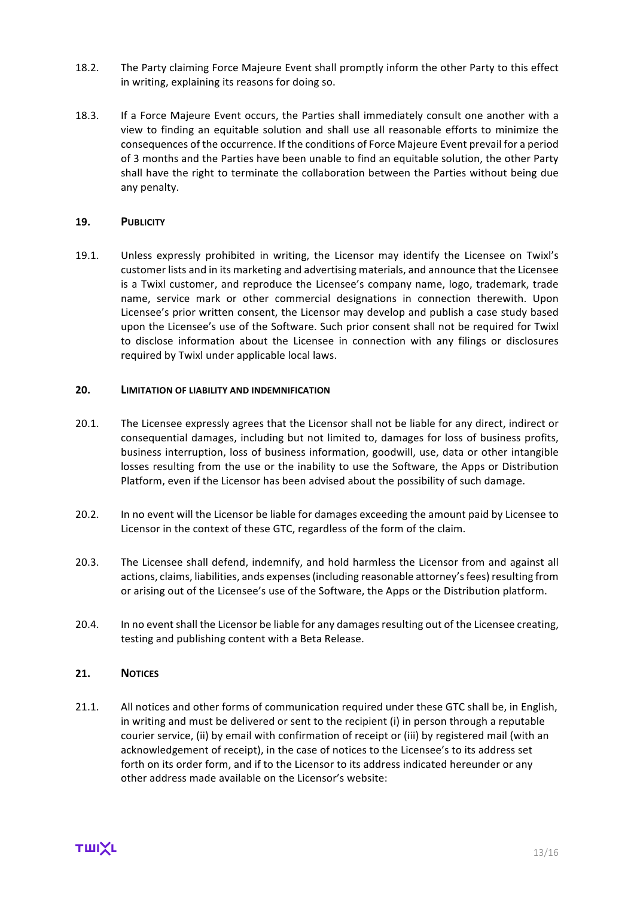18.2. The Party claiming Force Majeure Event shall promptly inform the other Party to this effect in writing, explaining its reasons for doing so.

18.3. If a Force Majeure Event occurs, the Parties shall immediately consult one another with a view to finding an equitable solution and shall use all reasonable efforts to minimize the consequences of the occurrence. If the conditions of Force Majeure Event prevail for a period of 3 months and the Parties have been unable to find an equitable solution, the other Party shall have the right to terminate the collaboration between the Parties without being due any penalty.

## 19. PUBLICITY

19.1. Unless expressly prohibited in writing, the Licensor may identify the Licensee on Twixl's customer lists and in its marketing and advertising materials, and announce that the Licensee is a Twixl customer, and reproduce the Licensee's company name, logo, trademark, trade name, service mark or other commercial designations in connection therewith. Upon Licensee's prior written consent, the Licensor may develop and publish a case study based upon the Licensee's use of the Software. Such prior consent shall not be required for Twixl to disclose information about the Licensee in connection with any filings or disclosures required by Twixl under applicable local laws.

## 20. LIMITATION OF LIABILITY AND INDEMNIFICATION

20.1. The Licensee expressly agrees that the Licensor shall not be liable for any direct, indirect or consequential damages, including but not limited to, damages for loss of business profits, business interruption, loss of business information, goodwill, use, data or other intangible losses resulting from the use or the inability to use the Software, the Apps or Distribution Platform, even if the Licensor has been advised about the possibility of such damage.

20.2. In no event will the Licensor be liable for damages exceeding the amount paid by Licensee to Licensor in the context of these GTC, regardless of the form of the claim.

20.3. The Licensee shall defend, indemnify, and hold harmless the Licensor from and against all actions, claims, liabilities, ands expenses (including reasonable attorney's fees) resulting from or arising out of the Licensee's use of the Software, the Apps or the Distribution platform.

20.4. In no event shall the Licensor be liable for any damages resulting out of the Licensee creating, testing and publishing content with a Beta Release.

## 21. NOTICES

21.1. All notices and other forms of communication required under these GTC shall be, in English, in writing and must be delivered or sent to the recipient (i) in person through a reputable courier service, (ii) by email with confirmation of receipt or (iii) by registered mail (with an acknowledgement of receipt), in the case of notices to the Licensee's to its address set forth on its order form, and if to the Licensor to its address indicated hereunder or any other address made available on the Licensor's website: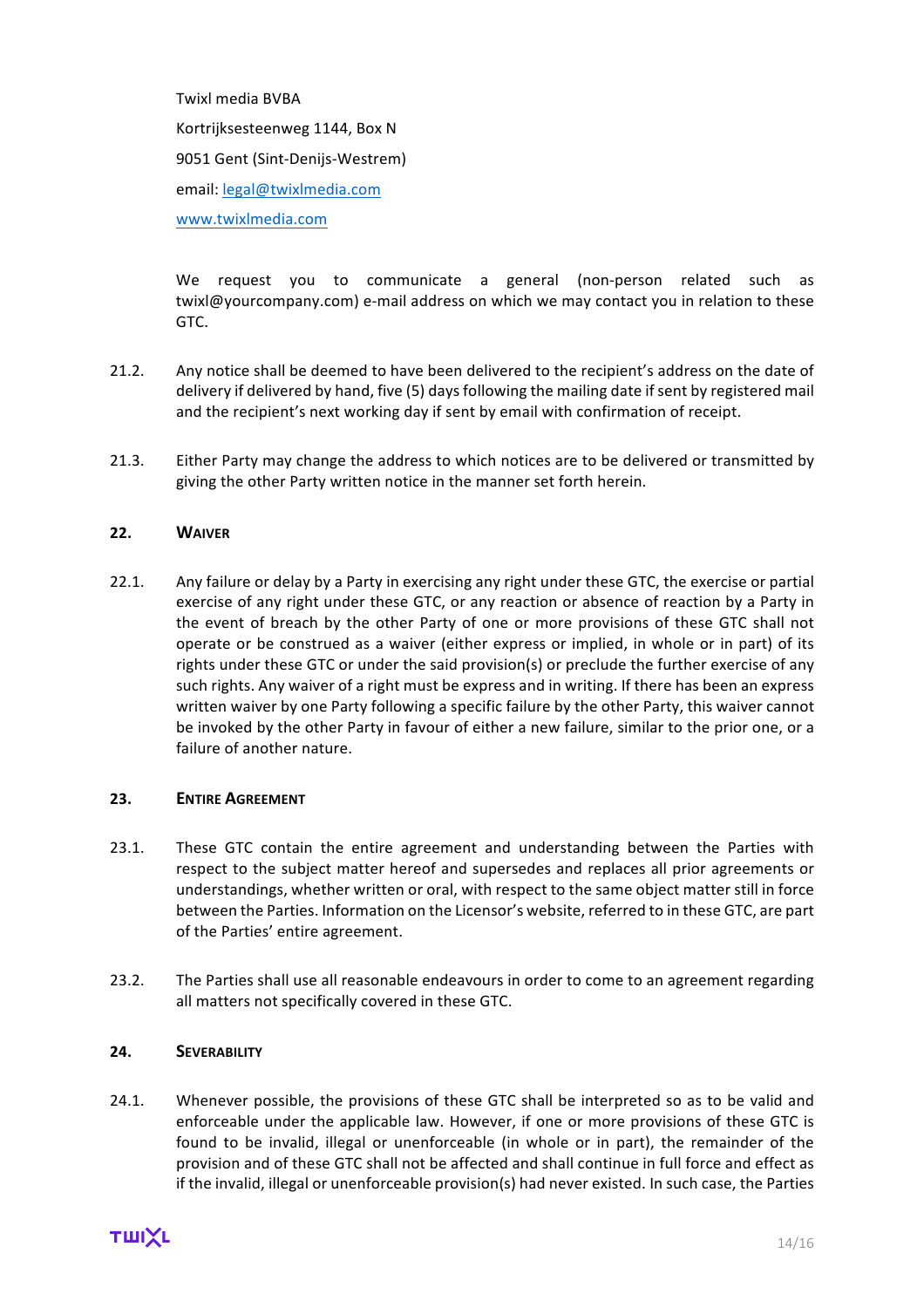Twixl media BVBA

Kortrijksesteenweg 1144, Box N

9051 Gent (Sint-Denijs-Westrem)

email: legal@twixlmedia.com

www.twixlmedia.com

We request you to communicate a general (non-person related such as twixl@yourcompany.com) e-mail address on which we may contact you in relation to these GTC.

21.2. Any notice shall be deemed to have been delivered to the recipient's address on the date of delivery if delivered by hand, five (5) days following the mailing date if sent by registered mail and the recipient's next working day if sent by email with confirmation of receipt.

21.3. Either Party may change the address to which notices are to be delivered or transmitted by giving the other Party written notice in the manner set forth herein.

## 22. Waiver

22.1. Any failure or delay by a Party in exercising any right under these GTC, the exercise or partial exercise of any right under these GTC, or any reaction or absence of reaction by a Party in the event of breach by the other Party of one or more provisions of these GTC shall not operate or be construed as a waiver (either express or implied, in whole or in part) of its rights under these GTC or under the said provision(s) or preclude the further exercise of any such rights. Any waiver of a right must be express and in writing. If there has been an express written waiver by one Party following a specific failure by the other Party, this waiver cannot be invoked by the other Party in favour of either a new failure, similar to the prior one, or a failure of another nature.

## 23. Entire Agreement

23.1. These GTC contain the entire agreement and understanding between the Parties with respect to the subject matter hereof and supersedes and replaces all prior agreements or understandings, whether written or oral, with respect to the same object matter still in force between the Parties. Information on the Licensor's website, referred to in these GTC, are part of the Parties' entire agreement.

23.2. The Parties shall use all reasonable endeavours in order to come to an agreement regarding all matters not specifically covered in these GTC.

## 24. Severability

24.1. Whenever possible, the provisions of these GTC shall be interpreted so as to be valid and enforceable under the applicable law. However, if one or more provisions of these GTC is found to be invalid, illegal or unenforceable (in whole or in part), the remainder of the provision and of these GTC shall not be affected and shall continue in full force and effect as if the invalid, illegal or unenforceable provision(s) had never existed. In such case, the Parties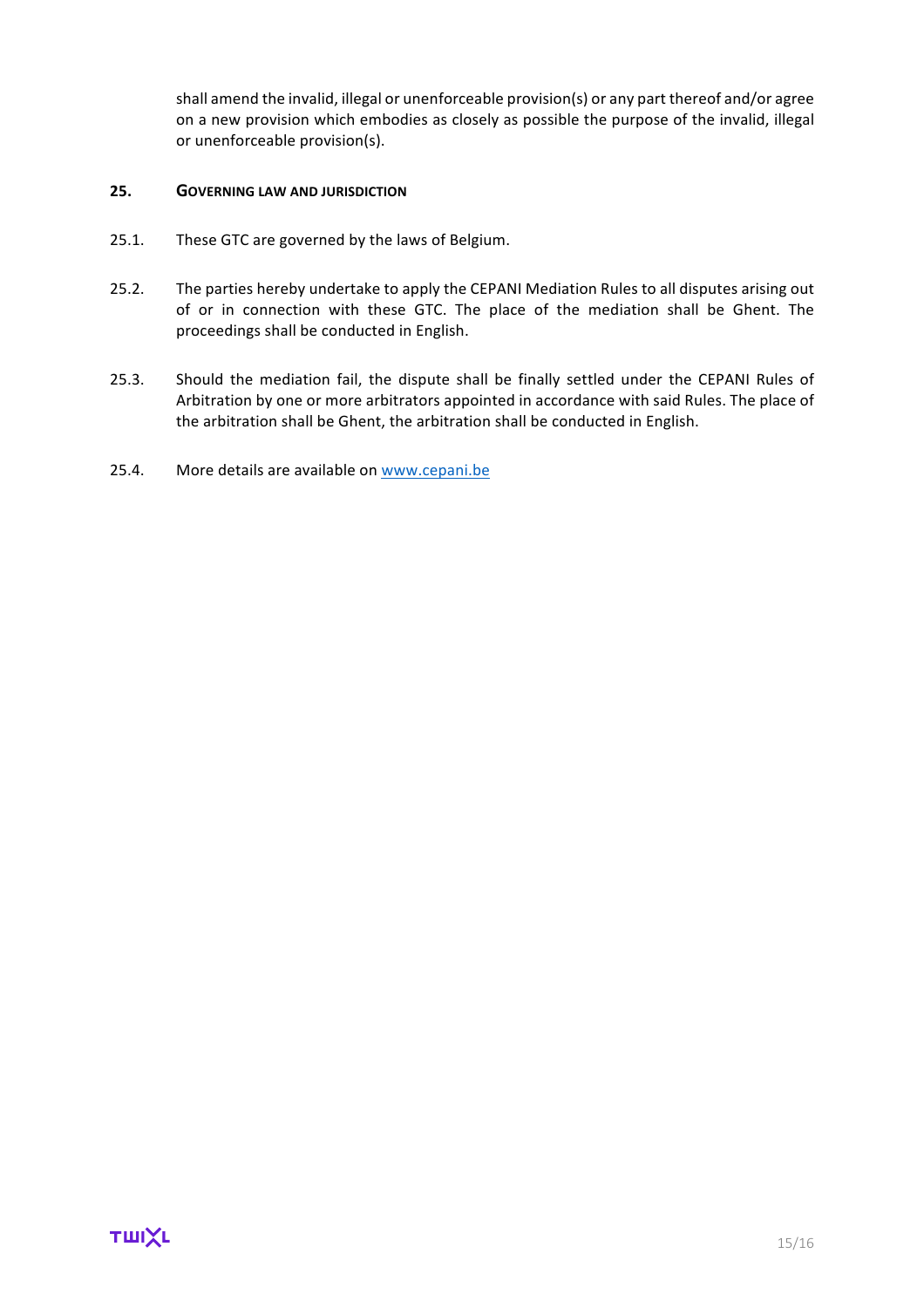shall amend the invalid, illegal or unenforceable provision(s) or any part thereof and/or agree on a new provision which embodies as closely as possible the purpose of the invalid, illegal or unenforceable provision(s).

## 25. GOVERNING LAW AND JURISDICTION

25.1. These GTC are governed by the laws of Belgium.

25.2. The parties hereby undertake to apply the CEPANI Mediation Rules to all disputes arising out of or in connection with these GTC. The place of the mediation shall be Ghent. The proceedings shall be conducted in English.

25.3. Should the mediation fail, the dispute shall be finally settled under the CEPANI Rules of Arbitration by one or more arbitrators appointed in accordance with said Rules. The place of the arbitration shall be Ghent, the arbitration shall be conducted in English.

25.4. More details are available on [www.cepani.be](http://www.cepani.be)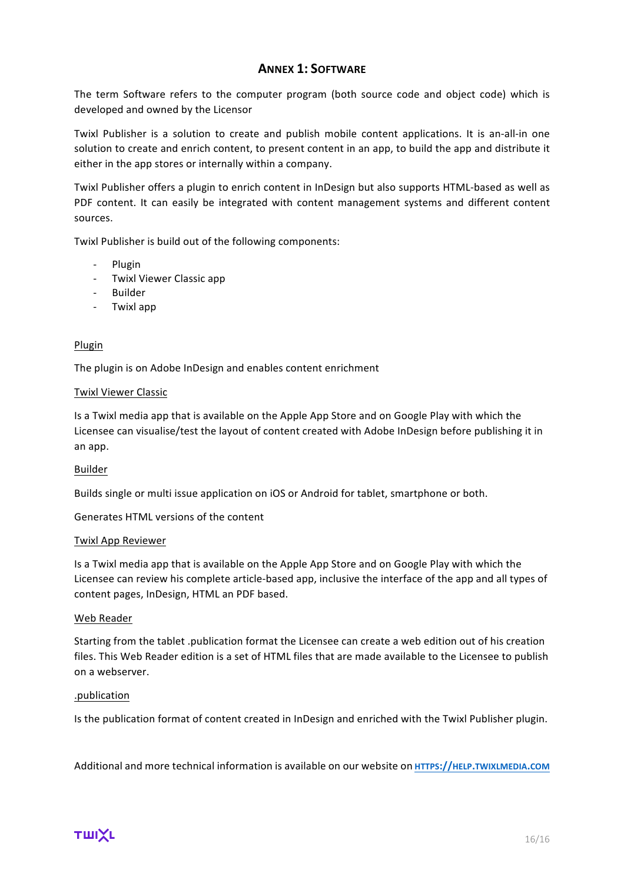# ANNEX 1: SOFTWARE

The term Software refers to the computer program (both source code and object code) which is developed and owned by the Licensor

Twixl Publisher is a solution to create and publish mobile content applications. It is an-all-in one solution to create and enrich content, to present content in an app, to build the app and distribute it either in the app stores or internally within a company.

Twixl Publisher offers a plugin to enrich content in InDesign but also supports HTML-based as well as PDF content. It can easily be integrated with content management systems and different content sources.

Twixl Publisher is build out of the following components:

- Plugin
- Twixl Viewer Classic app
- Builder
- Twixl app

<u>Plugin</u>

The plugin is on Adobe InDesign and enables content enrichment

<u>Twixl Viewer Classic</u>

Is a Twixl media app that is available on the Apple App Store and on Google Play with which the Licensee can visualise/test the layout of content created with Adobe InDesign before publishing it in an app.

<u>Builder</u>

Builds single or multi issue application on iOS or Android for tablet, smartphone or both.

Generates HTML versions of the content

<u>Twixl App Reviewer</u>

Is a Twixl media app that is available on the Apple App Store and on Google Play with which the Licensee can review his complete article-based app, inclusive the interface of the app and all types of content pages, InDesign, HTML an PDF based.

<u>Web Reader</u>

Starting from the tablet .publication format the Licensee can create a web edition out of his creation files. This Web Reader edition is a set of HTML files that are made available to the Licensee to publish on a webserver.

<u>.publication</u>

Is the publication format of content created in InDesign and enriched with the Twixl Publisher plugin.

Additional and more technical information is available on our website on [HTTPS://HELP.TWIXLMEDIA.COM](https://help.twixlmedia.com)